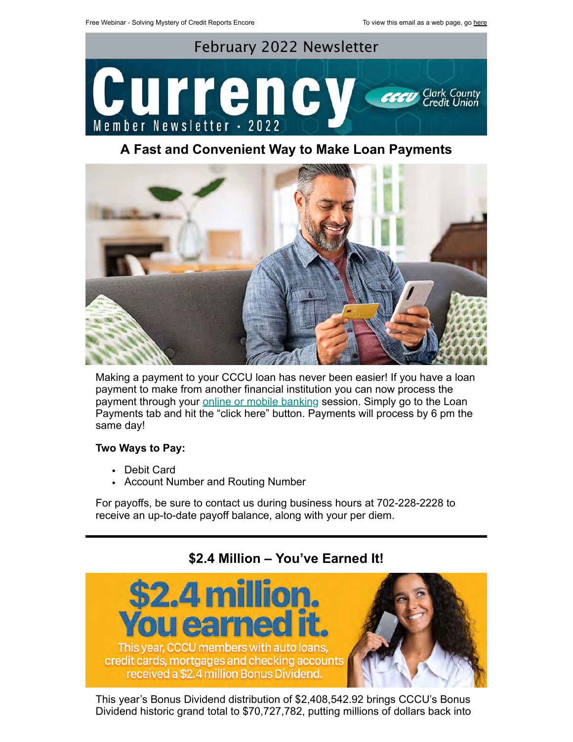Free Webinar - Solving Mystery of Credit Reports Encore

To view this email as a web page, go here

February 2022 Newsletter

# Currency

Member Newsletter · 2022

## A Fast and Convenient Way to Make Loan Payments

Making a payment to your CCCU loan has never been easier! If you have a loan payment to make from another financial institution you can now process the payment through your online or mobile banking session. Simply go to the Loan Payments tab and hit the "click here" button. Payments will process by 6 pm the same day!

**Two Ways to Pay:**

- Debit Card
- Account Number and Routing Number

For payoffs, be sure to contact us during business hours at 702-228-2228 to receive an up-to-date payoff balance, along with your per diem.

---

## $2.4 Million – You've Earned It!

$2.4 million. You earned it.

This year, CCCU members with auto loans, credit cards, mortgages and checking accounts received a $2.4 million Bonus Dividend.

This year's Bonus Dividend distribution of $2,408,542.92 brings CCCU's Bonus Dividend historic grand total to $70,727,782, putting millions of dollars back into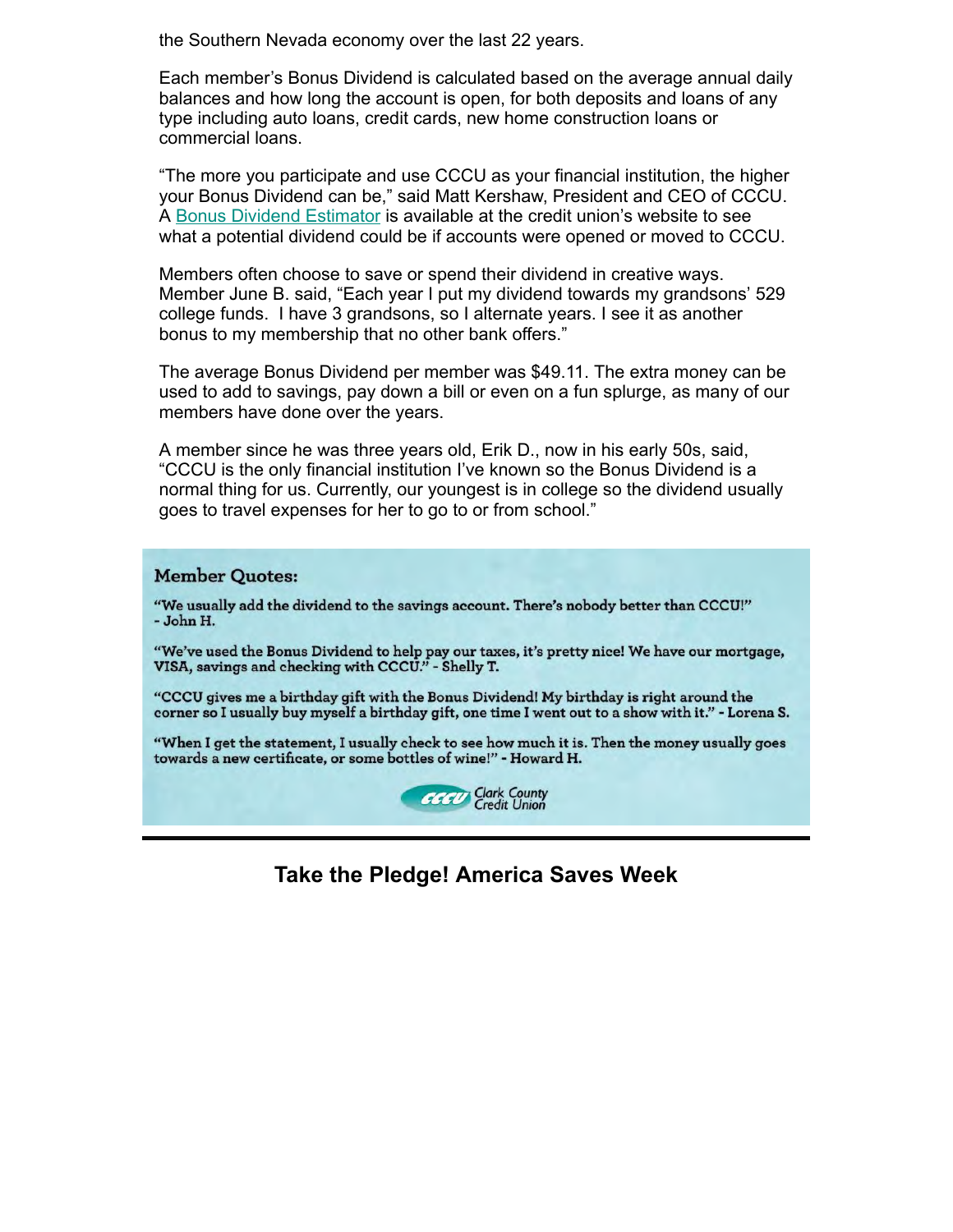the Southern Nevada economy over the last 22 years.

Each member's Bonus Dividend is calculated based on the average annual daily balances and how long the account is open, for both deposits and loans of any type including auto loans, credit cards, new home construction loans or commercial loans.

"The more you participate and use CCCU as your financial institution, the higher your Bonus Dividend can be," said Matt Kershaw, President and CEO of CCCU. A Bonus Dividend Estimator is available at the credit union's website to see what a potential dividend could be if accounts were opened or moved to CCCU.

Members often choose to save or spend their dividend in creative ways. Member June B. said, "Each year I put my dividend towards my grandsons' 529 college funds. I have 3 grandsons, so I alternate years. I see it as another bonus to my membership that no other bank offers."

The average Bonus Dividend per member was $49.11. The extra money can be used to add to savings, pay down a bill or even on a fun splurge, as many of our members have done over the years.

A member since he was three years old, Erik D., now in his early 50s, said, "CCCU is the only financial institution I've known so the Bonus Dividend is a normal thing for us. Currently, our youngest is in college so the dividend usually goes to travel expenses for her to go to or from school."

**Member Quotes:**

"We usually add the dividend to the savings account. There's nobody better than CCCU!" - John H.

"We've used the Bonus Dividend to help pay our taxes, it's pretty nice! We have our mortgage, VISA, savings and checking with CCCU." - Shelly T.

"CCCU gives me a birthday gift with the Bonus Dividend! My birthday is right around the corner so I usually buy myself a birthday gift, one time I went out to a show with it." - Lorena S.

"When I get the statement, I usually check to see how much it is. Then the money usually goes towards a new certificate, or some bottles of wine!" - Howard H.

CCCU Clark County Credit Union

---

## Take the Pledge! America Saves Week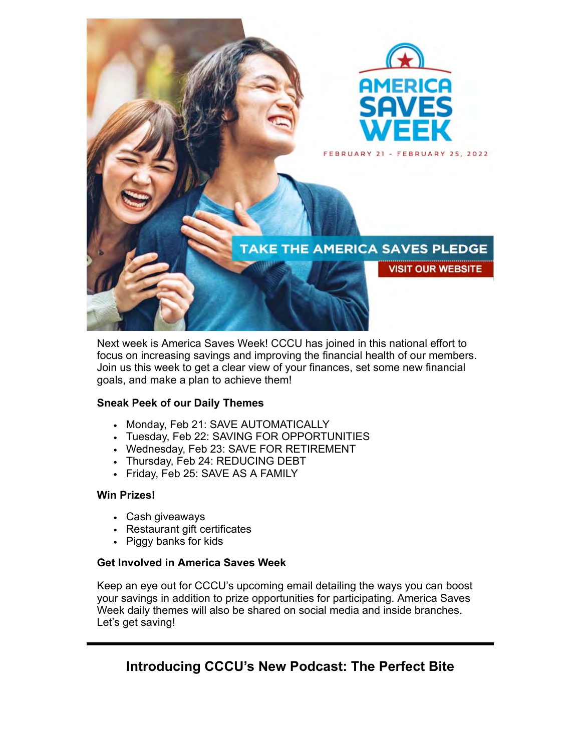Next week is America Saves Week! CCCU has joined in this national effort to focus on increasing savings and improving the financial health of our members. Join us this week to get a clear view of your finances, set some new financial goals, and make a plan to achieve them!

**Sneak Peek of our Daily Themes**

- Monday, Feb 21: SAVE AUTOMATICALLY
- Tuesday, Feb 22: SAVING FOR OPPORTUNITIES
- Wednesday, Feb 23: SAVE FOR RETIREMENT
- Thursday, Feb 24: REDUCING DEBT
- Friday, Feb 25: SAVE AS A FAMILY

**Win Prizes!**

- Cash giveaways
- Restaurant gift certificates
- Piggy banks for kids

**Get Involved in America Saves Week**

Keep an eye out for CCCU's upcoming email detailing the ways you can boost your savings in addition to prize opportunities for participating. America Saves Week daily themes will also be shared on social media and inside branches. Let's get saving!

---

## Introducing CCCU's New Podcast: The Perfect Bite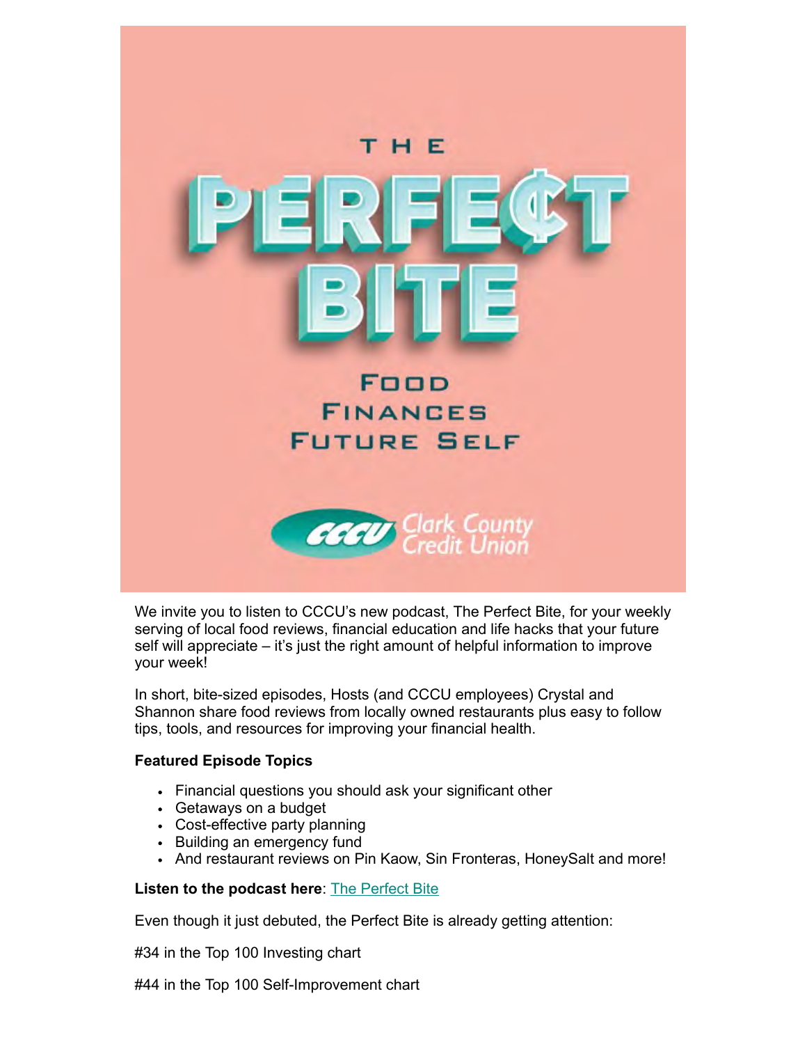THE PERFE¢T BITE

FOOD
FINANCES
FUTURE SELF

CCCU Clark County Credit Union

We invite you to listen to CCCU's new podcast, The Perfect Bite, for your weekly serving of local food reviews, financial education and life hacks that your future self will appreciate – it's just the right amount of helpful information to improve your week!

In short, bite-sized episodes, Hosts (and CCCU employees) Crystal and Shannon share food reviews from locally owned restaurants plus easy to follow tips, tools, and resources for improving your financial health.

**Featured Episode Topics**

- Financial questions you should ask your significant other
- Getaways on a budget
- Cost-effective party planning
- Building an emergency fund
- And restaurant reviews on Pin Kaow, Sin Fronteras, HoneySalt and more!

**Listen to the podcast here**: The Perfect Bite

Even though it just debuted, the Perfect Bite is already getting attention:

#34 in the Top 100 Investing chart

#44 in the Top 100 Self-Improvement chart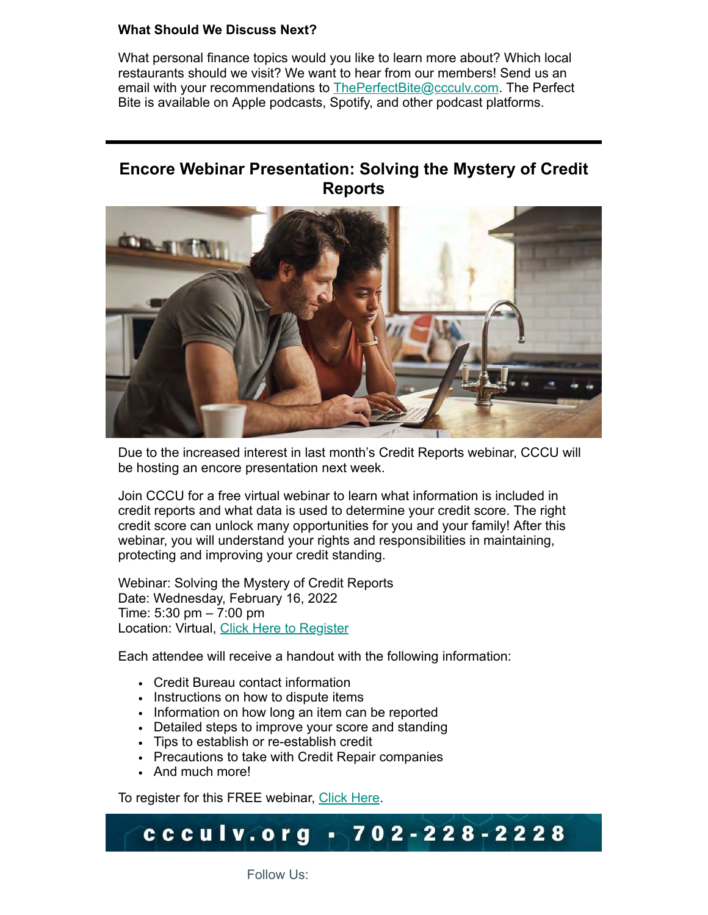**What Should We Discuss Next?**

What personal finance topics would you like to learn more about? Which local restaurants should we visit? We want to hear from our members! Send us an email with your recommendations to ThePerfectBite@ccculv.com. The Perfect Bite is available on Apple podcasts, Spotify, and other podcast platforms.

---

## Encore Webinar Presentation: Solving the Mystery of Credit Reports

Due to the increased interest in last month's Credit Reports webinar, CCCU will be hosting an encore presentation next week.

Join CCCU for a free virtual webinar to learn what information is included in credit reports and what data is used to determine your credit score. The right credit score can unlock many opportunities for you and your family! After this webinar, you will understand your rights and responsibilities in maintaining, protecting and improving your credit standing.

Webinar: Solving the Mystery of Credit Reports
Date: Wednesday, February 16, 2022
Time: 5:30 pm – 7:00 pm
Location: Virtual, Click Here to Register

Each attendee will receive a handout with the following information:

- Credit Bureau contact information
- Instructions on how to dispute items
- Information on how long an item can be reported
- Detailed steps to improve your score and standing
- Tips to establish or re-establish credit
- Precautions to take with Credit Repair companies
- And much more!

To register for this FREE webinar, Click Here.

ccculv.org • 702-228-2228

Follow Us: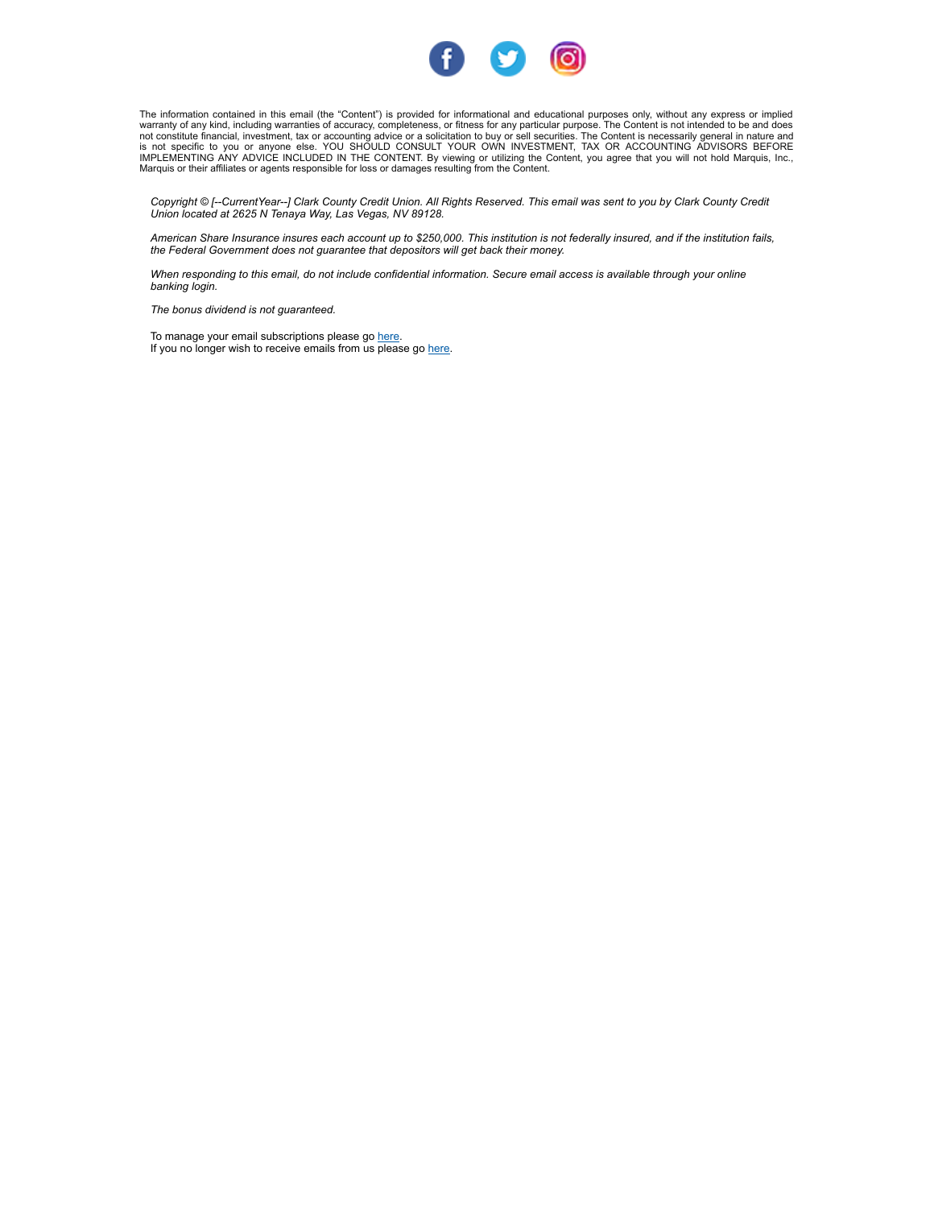The information contained in this email (the “Content”) is provided for informational and educational purposes only, without any express or implied warranty of any kind, including warranties of accuracy, completeness, or fitness for any particular purpose. The Content is not intended to be and does not constitute financial, investment, tax or accounting advice or a solicitation to buy or sell securities. The Content is necessarily general in nature and is not specific to you or anyone else. YOU SHOULD CONSULT YOUR OWN INVESTMENT, TAX OR ACCOUNTING ADVISORS BEFORE IMPLEMENTING ANY ADVICE INCLUDED IN THE CONTENT. By viewing or utilizing the Content, you agree that you will not hold Marquis, Inc., Marquis or their affiliates or agents responsible for loss or damages resulting from the Content.

*Copyright © [--CurrentYear--] Clark County Credit Union. All Rights Reserved. This email was sent to you by Clark County Credit Union located at 2625 N Tenaya Way, Las Vegas, NV 89128.*

*American Share Insurance insures each account up to $250,000. This institution is not federally insured, and if the institution fails, the Federal Government does not guarantee that depositors will get back their money.*

*When responding to this email, do not include confidential information. Secure email access is available through your online banking login.*

*The bonus dividend is not guaranteed.*

To manage your email subscriptions please go here.
If you no longer wish to receive emails from us please go here.